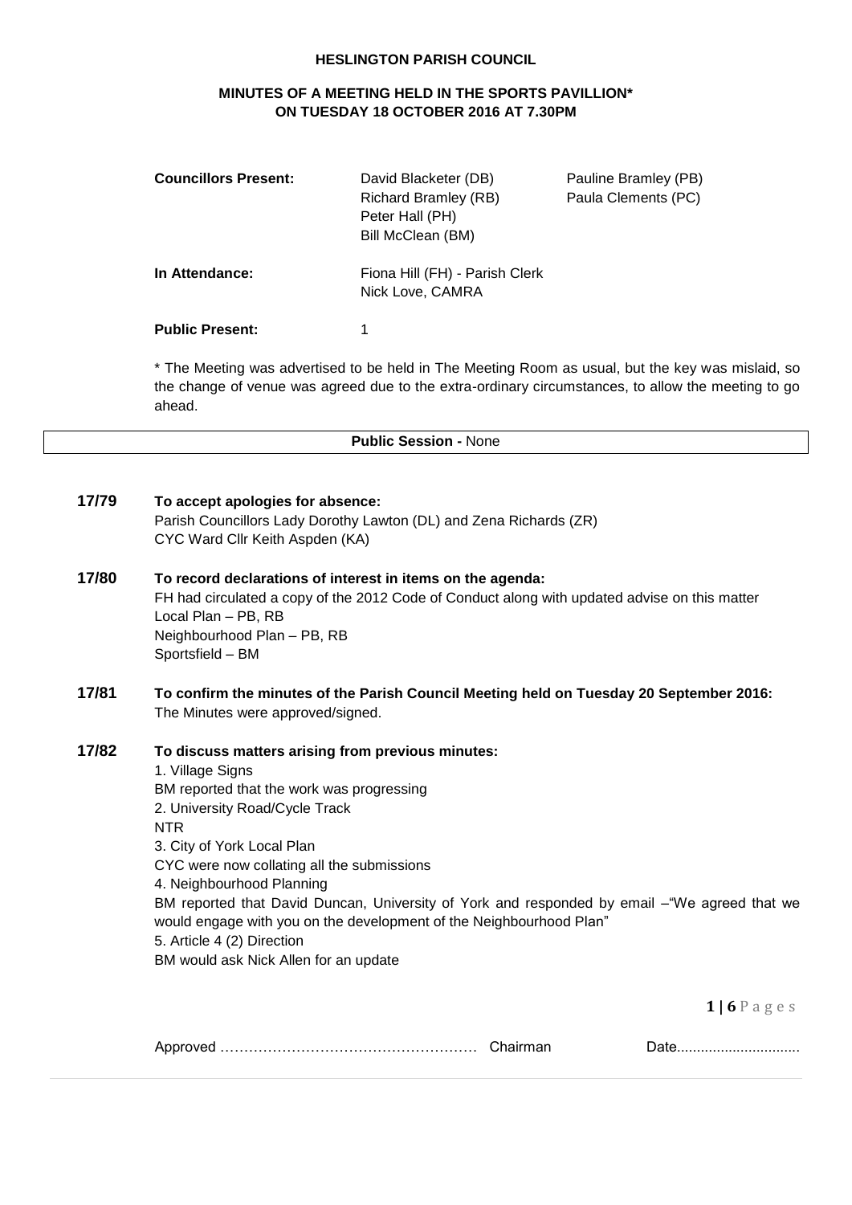# HESLINGTON PARISH COUNCIL

## MINUTES OF A MEETING HELD IN THE SPORTS PAVILLION* ON TUESDAY 18 OCTOBER 2016 AT 7.30PM

**Councillors Present:** David Blacketer (DB), Pauline Bramley (PB), Richard Bramley (RB), Paula Clements (PC), Peter Hall (PH), Bill McClean (BM)

**In Attendance:** Fiona Hill (FH) - Parish Clerk, Nick Love, CAMRA

**Public Present:** 1

\* The Meeting was advertised to be held in The Meeting Room as usual, but the key was mislaid, so the change of venue was agreed due to the extra-ordinary circumstances, to allow the meeting to go ahead.

**Public Session -** None

**17/79 To accept apologies for absence:**

Parish Councillors Lady Dorothy Lawton (DL) and Zena Richards (ZR)
CYC Ward Cllr Keith Aspden (KA)

**17/80 To record declarations of interest in items on the agenda:**

FH had circulated a copy of the 2012 Code of Conduct along with updated advise on this matter
Local Plan – PB, RB
Neighbourhood Plan – PB, RB
Sportsfield – BM

**17/81 To confirm the minutes of the Parish Council Meeting held on Tuesday 20 September 2016:**

The Minutes were approved/signed.

**17/82 To discuss matters arising from previous minutes:**

1. Village Signs
BM reported that the work was progressing
2. University Road/Cycle Track
NTR
3. City of York Local Plan
CYC were now collating all the submissions
4. Neighbourhood Planning
BM reported that David Duncan, University of York and responded by email –"We agreed that we would engage with you on the development of the Neighbourhood Plan"
5. Article 4 (2) Direction
BM would ask Nick Allen for an update

Approved ……………………………………………… Chairman Date...............................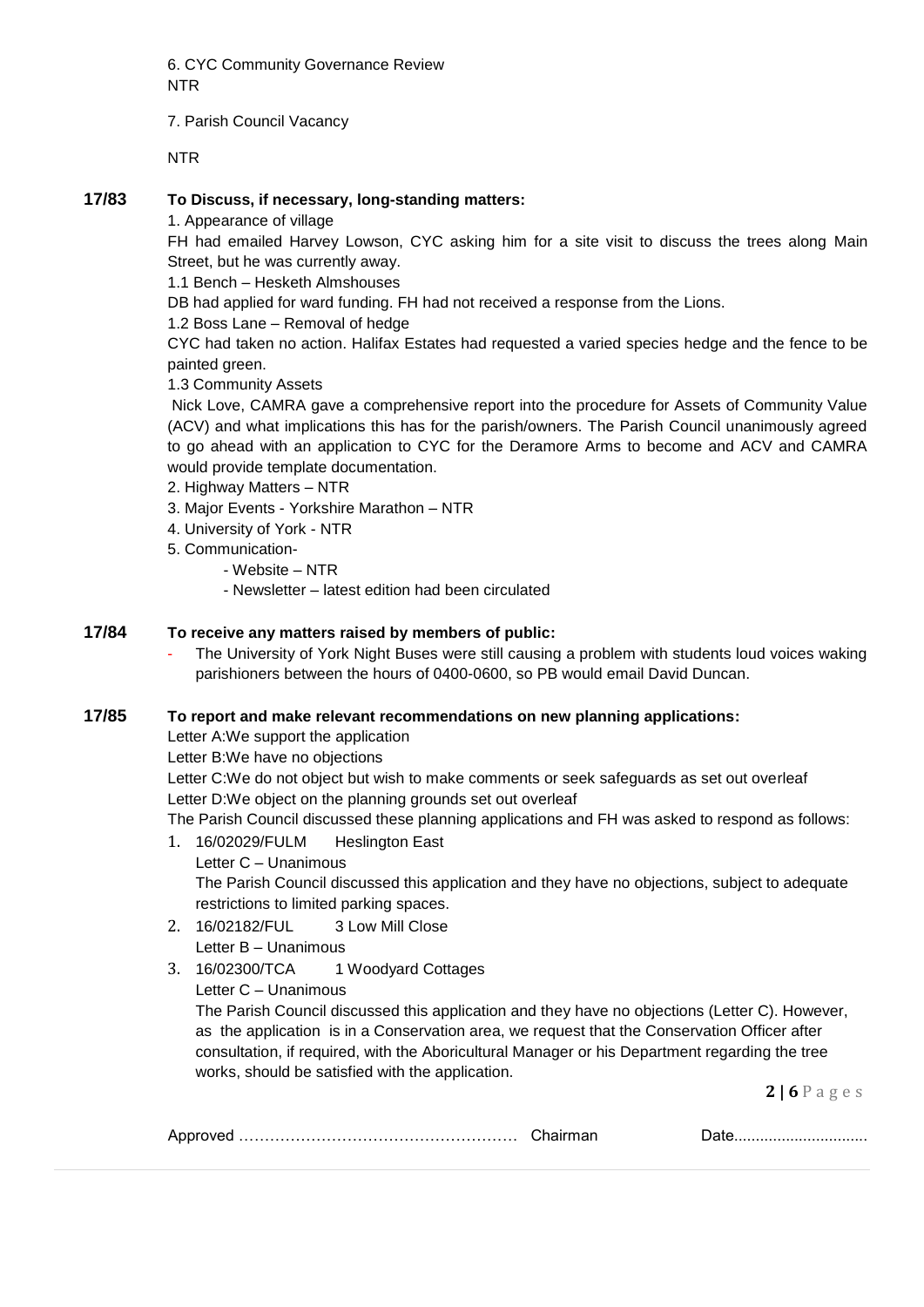6. CYC Community Governance Review
NTR

7. Parish Council Vacancy

NTR

**17/83 To Discuss, if necessary, long-standing matters:**

1. Appearance of village

FH had emailed Harvey Lowson, CYC asking him for a site visit to discuss the trees along Main Street, but he was currently away.

1.1 Bench – Hesketh Almshouses

DB had applied for ward funding. FH had not received a response from the Lions.

1.2 Boss Lane – Removal of hedge

CYC had taken no action. Halifax Estates had requested a varied species hedge and the fence to be painted green.

1.3 Community Assets

Nick Love, CAMRA gave a comprehensive report into the procedure for Assets of Community Value (ACV) and what implications this has for the parish/owners. The Parish Council unanimously agreed to go ahead with an application to CYC for the Deramore Arms to become and ACV and CAMRA would provide template documentation.

2. Highway Matters – NTR
3. Major Events - Yorkshire Marathon – NTR
4. University of York - NTR
5. Communication-
   - Website – NTR
   - Newsletter – latest edition had been circulated

**17/84 To receive any matters raised by members of public:**

- The University of York Night Buses were still causing a problem with students loud voices waking parishioners between the hours of 0400-0600, so PB would email David Duncan.

**17/85 To report and make relevant recommendations on new planning applications:**

Letter A:We support the application
Letter B:We have no objections
Letter C:We do not object but wish to make comments or seek safeguards as set out overleaf
Letter D:We object on the planning grounds set out overleaf

The Parish Council discussed these planning applications and FH was asked to respond as follows:

1. 16/02029/FULM Heslington East
   Letter C – Unanimous
   The Parish Council discussed this application and they have no objections, subject to adequate restrictions to limited parking spaces.
2. 16/02182/FUL 3 Low Mill Close
   Letter B – Unanimous
3. 16/02300/TCA 1 Woodyard Cottages
   Letter C – Unanimous
   The Parish Council discussed this application and they have no objections (Letter C). However, as the application is in a Conservation area, we request that the Conservation Officer after consultation, if required, with the Aboricultural Manager or his Department regarding the tree works, should be satisfied with the application.

Approved …………………………………………… Chairman Date...............................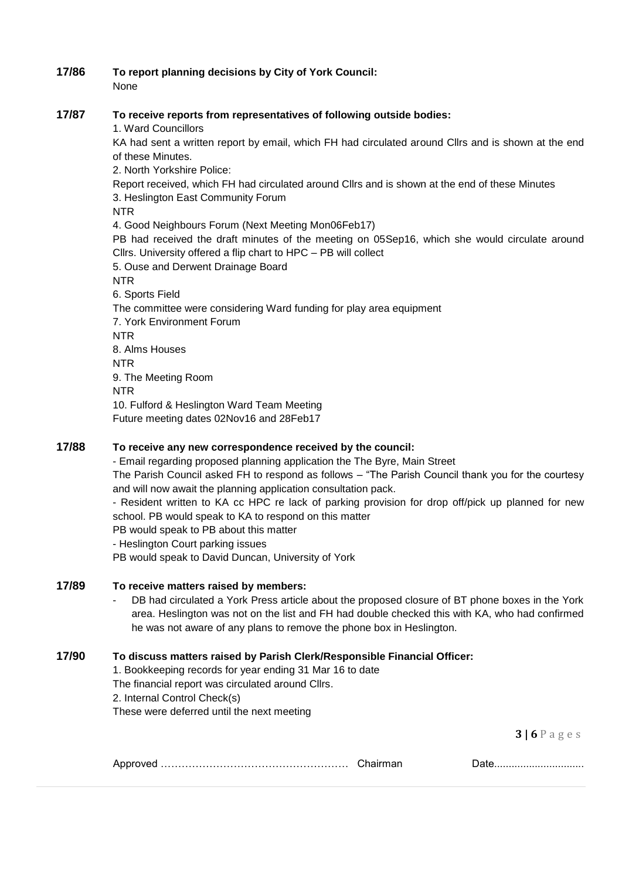**17/86 To report planning decisions by City of York Council:**

None

**17/87 To receive reports from representatives of following outside bodies:**

1. Ward Councillors

KA had sent a written report by email, which FH had circulated around Cllrs and is shown at the end of these Minutes.

2. North Yorkshire Police:

Report received, which FH had circulated around Cllrs and is shown at the end of these Minutes

3. Heslington East Community Forum

NTR

4. Good Neighbours Forum (Next Meeting Mon06Feb17)

PB had received the draft minutes of the meeting on 05Sep16, which she would circulate around Cllrs. University offered a flip chart to HPC – PB will collect

5. Ouse and Derwent Drainage Board

NTR

6. Sports Field

The committee were considering Ward funding for play area equipment

7. York Environment Forum

NTR

8. Alms Houses

NTR

9. The Meeting Room

NTR

10. Fulford & Heslington Ward Team Meeting

Future meeting dates 02Nov16 and 28Feb17

**17/88 To receive any new correspondence received by the council:**

- Email regarding proposed planning application the The Byre, Main Street

The Parish Council asked FH to respond as follows – "The Parish Council thank you for the courtesy and will now await the planning application consultation pack.

- Resident written to KA cc HPC re lack of parking provision for drop off/pick up planned for new school. PB would speak to KA to respond on this matter

PB would speak to PB about this matter

- Heslington Court parking issues

PB would speak to David Duncan, University of York

**17/89 To receive matters raised by members:**

- DB had circulated a York Press article about the proposed closure of BT phone boxes in the York area. Heslington was not on the list and FH had double checked this with KA, who had confirmed he was not aware of any plans to remove the phone box in Heslington.

**17/90 To discuss matters raised by Parish Clerk/Responsible Financial Officer:**

1. Bookkeeping records for year ending 31 Mar 16 to date

The financial report was circulated around Cllrs.

2. Internal Control Check(s)

These were deferred until the next meeting

Approved ……………………………………………… Chairman Date...............................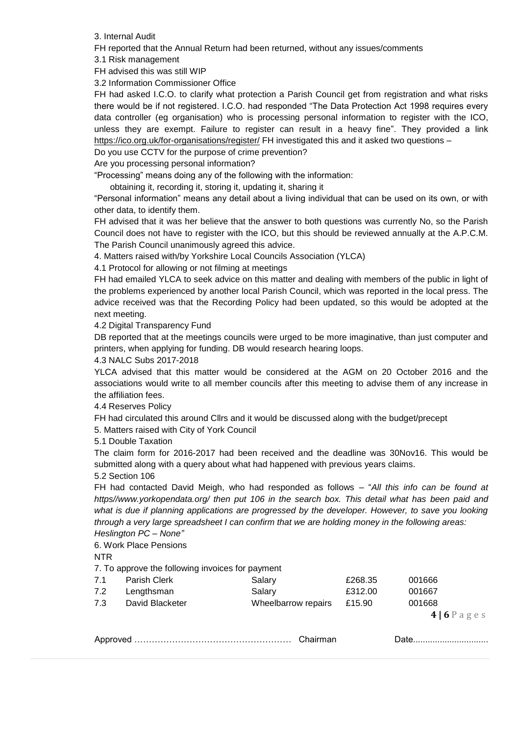3. Internal Audit

FH reported that the Annual Return had been returned, without any issues/comments

3.1 Risk management

FH advised this was still WIP

3.2 Information Commissioner Office

FH had asked I.C.O. to clarify what protection a Parish Council get from registration and what risks there would be if not registered. I.C.O. had responded "The Data Protection Act 1998 requires every data controller (eg organisation) who is processing personal information to register with the ICO, unless they are exempt. Failure to register can result in a heavy fine". They provided a link https://ico.org.uk/for-organisations/register/ FH investigated this and it asked two questions –

Do you use CCTV for the purpose of crime prevention?

Are you processing personal information?

"Processing" means doing any of the following with the information:

obtaining it, recording it, storing it, updating it, sharing it

"Personal information" means any detail about a living individual that can be used on its own, or with other data, to identify them.

FH advised that it was her believe that the answer to both questions was currently No, so the Parish Council does not have to register with the ICO, but this should be reviewed annually at the A.P.C.M. The Parish Council unanimously agreed this advice.

4. Matters raised with/by Yorkshire Local Councils Association (YLCA)

4.1 Protocol for allowing or not filming at meetings

FH had emailed YLCA to seek advice on this matter and dealing with members of the public in light of the problems experienced by another local Parish Council, which was reported in the local press. The advice received was that the Recording Policy had been updated, so this would be adopted at the next meeting.

4.2 Digital Transparency Fund

DB reported that at the meetings councils were urged to be more imaginative, than just computer and printers, when applying for funding. DB would research hearing loops.

4.3 NALC Subs 2017-2018

YLCA advised that this matter would be considered at the AGM on 20 October 2016 and the associations would write to all member councils after this meeting to advise them of any increase in the affiliation fees.

4.4 Reserves Policy

FH had circulated this around Cllrs and it would be discussed along with the budget/precept

5. Matters raised with City of York Council

5.1 Double Taxation

The claim form for 2016-2017 had been received and the deadline was 30Nov16. This would be submitted along with a query about what had happened with previous years claims.

5.2 Section 106

FH had contacted David Meigh, who had responded as follows – "*All this info can be found at https//www.yorkopendata.org/ then put 106 in the search box. This detail what has been paid and what is due if planning applications are progressed by the developer. However, to save you looking through a very large spreadsheet I can confirm that we are holding money in the following areas: Heslington PC – None"*

6. Work Place Pensions

NTR

7. To approve the following invoices for payment

| | | | | |
|---|---|---|---|---|
| 7.1 | Parish Clerk | Salary | £268.35 | 001666 |
| 7.2 | Lengthsman | Salary | £312.00 | 001667 |
| 7.3 | David Blacketer | Wheelbarrow repairs | £15.90 | 001668 |

Approved …………………………………………… Chairman Date...............................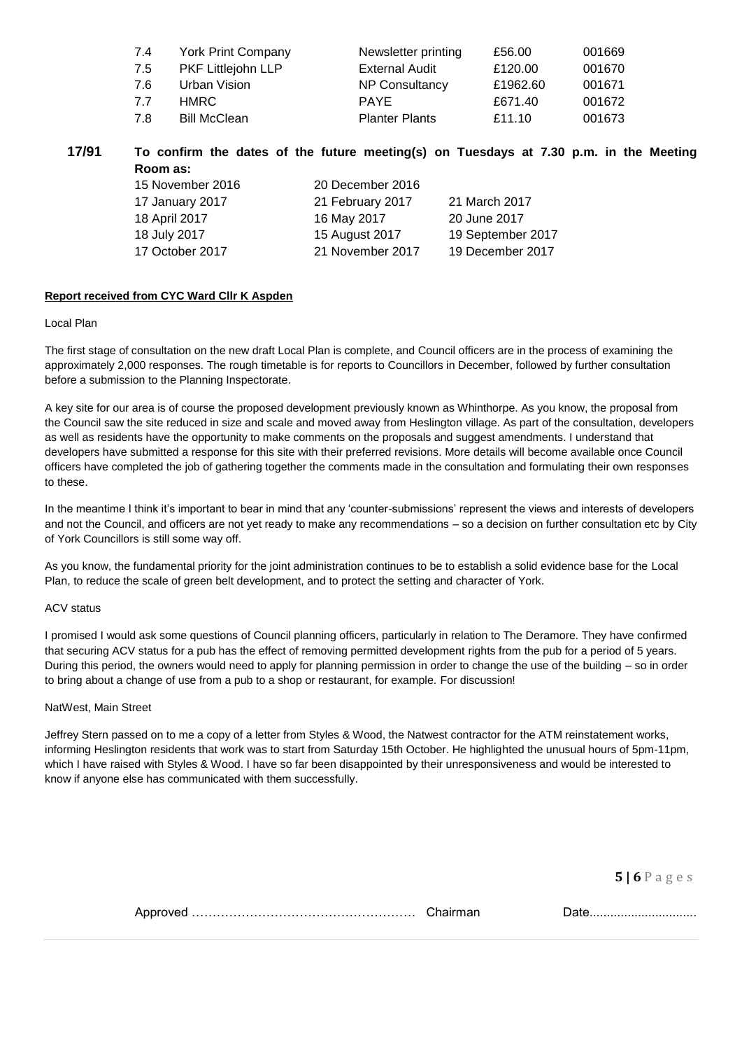| | | | | |
|---|---|---|---|---|
| 7.4 | York Print Company | Newsletter printing | £56.00 | 001669 |
| 7.5 | PKF Littlejohn LLP | External Audit | £120.00 | 001670 |
| 7.6 | Urban Vision | NP Consultancy | £1962.40 | 001671 |
| 7.7 | HMRC | PAYE | £671.40 | 001672 |
| 7.8 | Bill McClean | Planter Plants | £11.10 | 001673 |

**17/91 To confirm the dates of the future meeting(s) on Tuesdays at 7.30 p.m. in the Meeting Room as:**

| | | |
|---|---|---|
| 15 November 2016 | 20 December 2016 | |
| 17 January 2017 | 21 February 2017 | 21 March 2017 |
| 18 April 2017 | 16 May 2017 | 20 June 2017 |
| 18 July 2017 | 15 August 2017 | 19 September 2017 |
| 17 October 2017 | 21 November 2017 | 19 December 2017 |

**Report received from CYC Ward Cllr K Aspden**

Local Plan

The first stage of consultation on the new draft Local Plan is complete, and Council officers are in the process of examining the approximately 2,000 responses. The rough timetable is for reports to Councillors in December, followed by further consultation before a submission to the Planning Inspectorate.

A key site for our area is of course the proposed development previously known as Whinthorpe. As you know, the proposal from the Council saw the site reduced in size and scale and moved away from Heslington village. As part of the consultation, developers as well as residents have the opportunity to make comments on the proposals and suggest amendments. I understand that developers have submitted a response for this site with their preferred revisions. More details will become available once Council officers have completed the job of gathering together the comments made in the consultation and formulating their own responses to these.

In the meantime I think it's important to bear in mind that any 'counter-submissions' represent the views and interests of developers and not the Council, and officers are not yet ready to make any recommendations – so a decision on further consultation etc by City of York Councillors is still some way off.

As you know, the fundamental priority for the joint administration continues to be to establish a solid evidence base for the Local Plan, to reduce the scale of green belt development, and to protect the setting and character of York.

ACV status

I promised I would ask some questions of Council planning officers, particularly in relation to The Deramore. They have confirmed that securing ACV status for a pub has the effect of removing permitted development rights from the pub for a period of 5 years. During this period, the owners would need to apply for planning permission in order to change the use of the building – so in order to bring about a change of use from a pub to a shop or restaurant, for example. For discussion!

NatWest, Main Street

Jeffrey Stern passed on to me a copy of a letter from Styles & Wood, the Natwest contractor for the ATM reinstatement works, informing Heslington residents that work was to start from Saturday 15th October. He highlighted the unusual hours of 5pm-11pm, which I have raised with Styles & Wood. I have so far been disappointed by their unresponsiveness and would be interested to know if anyone else has communicated with them successfully.

Approved …………………………………………… Chairman Date..............................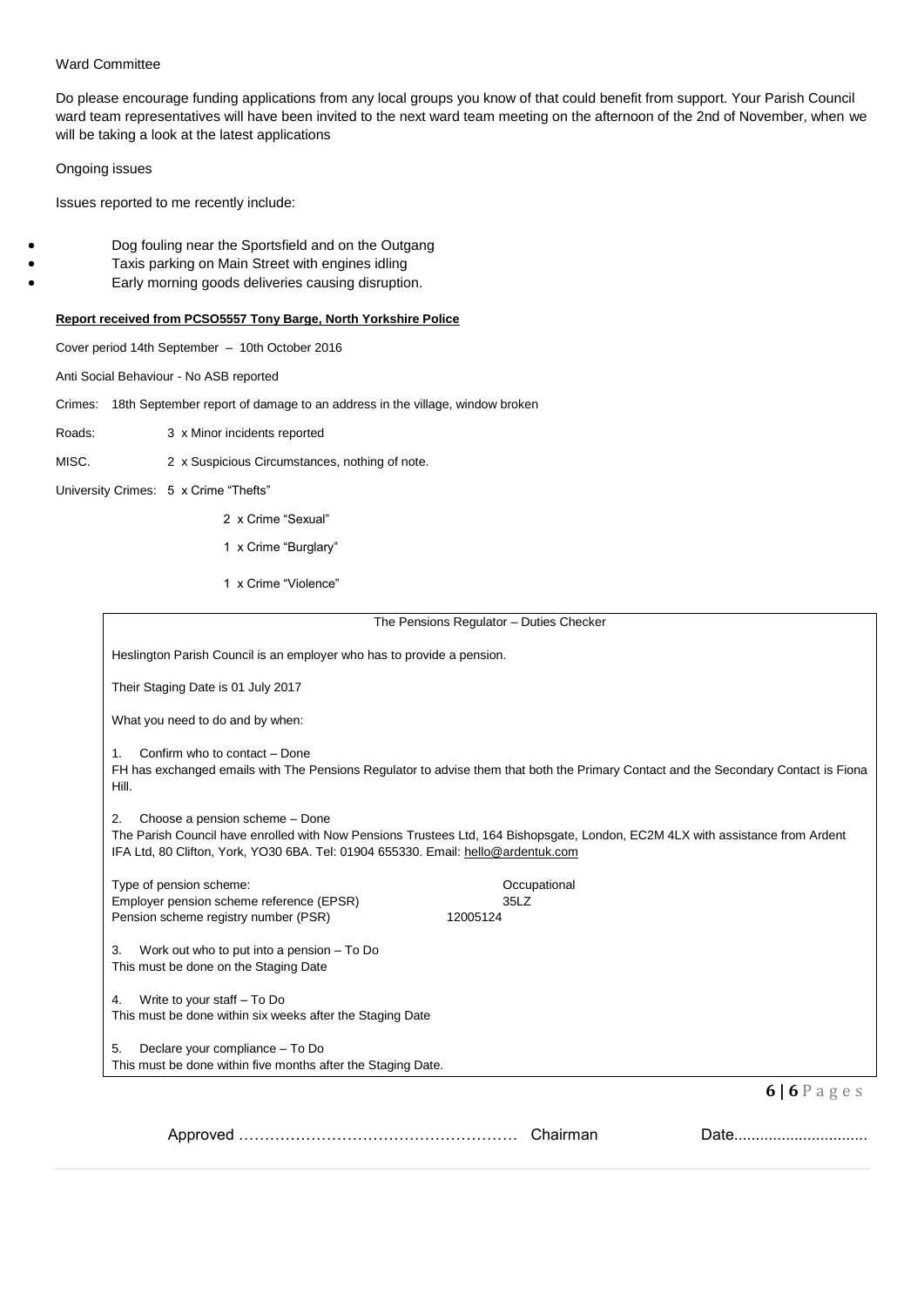Ward Committee

Do please encourage funding applications from any local groups you know of that could benefit from support. Your Parish Council ward team representatives will have been invited to the next ward team meeting on the afternoon of the 2nd of November, when we will be taking a look at the latest applications

Ongoing issues

Issues reported to me recently include:

- Dog fouling near the Sportsfield and on the Outgang
- Taxis parking on Main Street with engines idling
- Early morning goods deliveries causing disruption.

**Report received from PCSO5557 Tony Barge, North Yorkshire Police**

Cover period 14th September – 10th October 2016

Anti Social Behaviour - No ASB reported

Crimes: 18th September report of damage to an address in the village, window broken

Roads: 3 x Minor incidents reported

MISC. 2 x Suspicious Circumstances, nothing of note.

University Crimes: 5 x Crime "Thefts"

2 x Crime "Sexual"

1 x Crime "Burglary"

1 x Crime "Violence"

The Pensions Regulator – Duties Checker

Heslington Parish Council is an employer who has to provide a pension.

Their Staging Date is 01 July 2017

What you need to do and by when:

1. Confirm who to contact – Done
FH has exchanged emails with The Pensions Regulator to advise them that both the Primary Contact and the Secondary Contact is Fiona Hill.

2. Choose a pension scheme – Done
The Parish Council have enrolled with Now Pensions Trustees Ltd, 164 Bishopsgate, London, EC2M 4LX with assistance from Ardent IFA Ltd, 80 Clifton, York, YO30 6BA. Tel: 01904 655330. Email: hello@ardentuk.com

| | |
|---|---|
| Type of pension scheme: | Occupational |
| Employer pension scheme reference (EPSR) | 35LZ |
| Pension scheme registry number (PSR) | 12005124 |

3. Work out who to put into a pension – To Do
This must be done on the Staging Date

4. Write to your staff – To Do
This must be done within six weeks after the Staging Date

5. Declare your compliance – To Do
This must be done within five months after the Staging Date.

Approved ……………………………………………… Chairman Date...............................